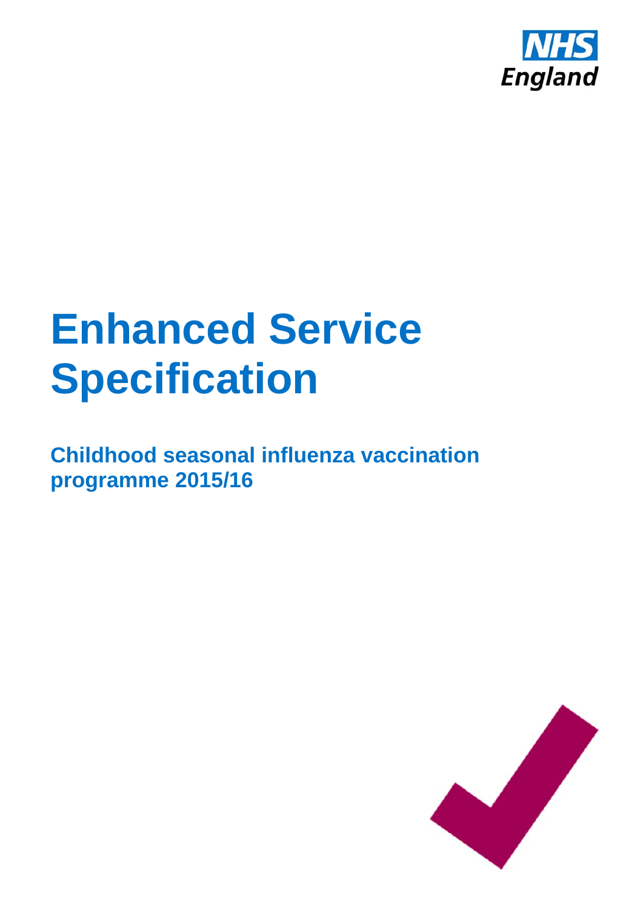NHS England

# Enhanced Service Specification

## Childhood seasonal influenza vaccination programme 2015/16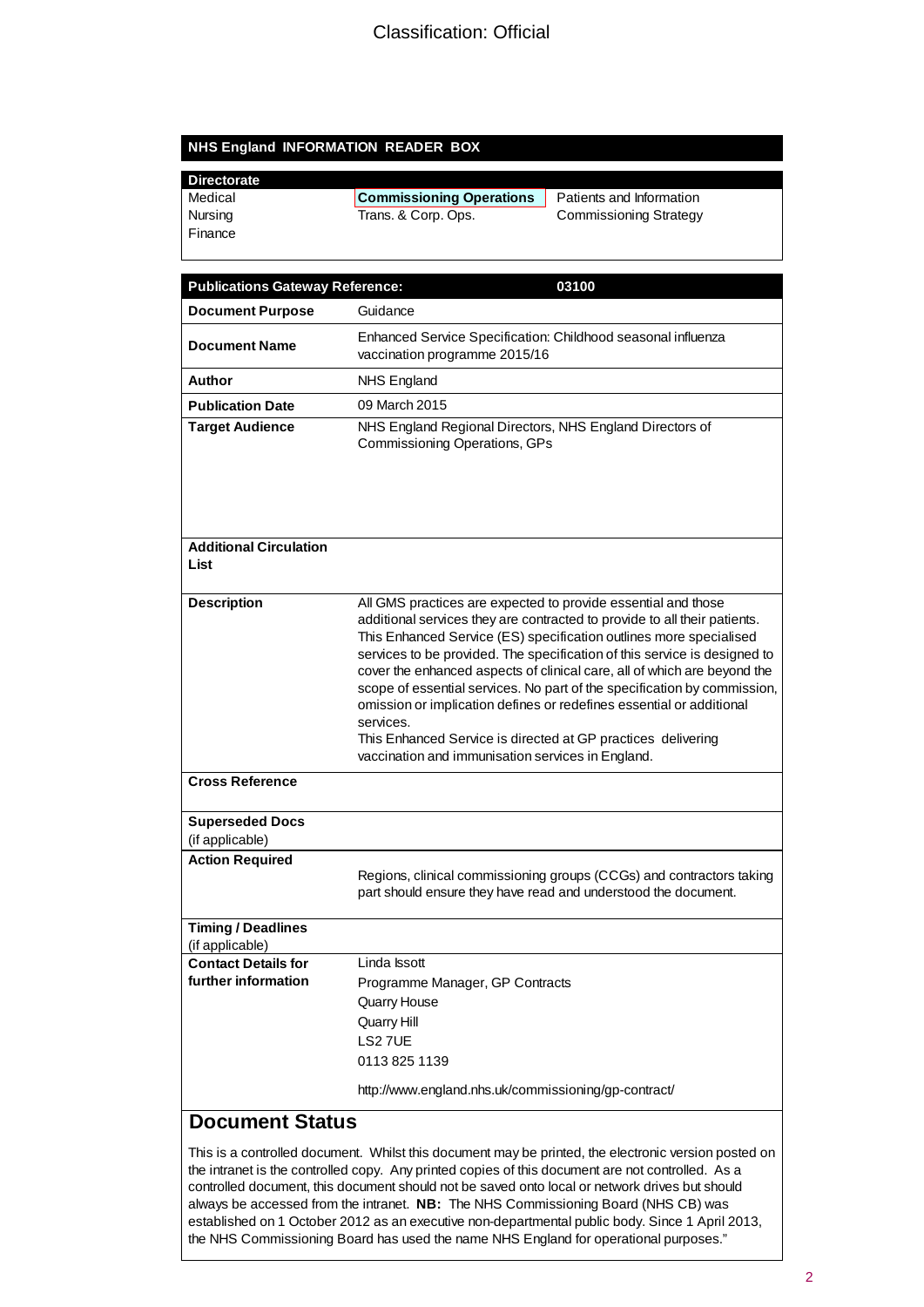Classification: Official

| NHS England INFORMATION READER BOX | | |
|---|---|---|
| **Directorate** | | |
| Medical | **Commissioning Operations** | Patients and Information |
| Nursing | Trans. & Corp. Ops. | Commissioning Strategy |
| Finance | | |

| **Publications Gateway Reference:** | **03100** |
|---|---|
| **Document Purpose** | Guidance |
| **Document Name** | Enhanced Service Specification: Childhood seasonal influenza vaccination programme 2015/16 |
| **Author** | NHS England |
| **Publication Date** | 09 March 2015 |
| **Target Audience** | NHS England Regional Directors, NHS England Directors of Commissioning Operations, GPs |
| **Additional Circulation List** | |
| **Description** | All GMS practices are expected to provide essential and those additional services they are contracted to provide to all their patients. This Enhanced Service (ES) specification outlines more specialised services to be provided. The specification of this service is designed to cover the enhanced aspects of clinical care, all of which are beyond the scope of essential services. No part of the specification by commission, omission or implication defines or redefines essential or additional services. This Enhanced Service is directed at GP practices delivering vaccination and immunisation services in England. |
| **Cross Reference** | |
| **Superseded Docs** (if applicable) | |
| **Action Required** | Regions, clinical commissioning groups (CCGs) and contractors taking part should ensure they have read and understood the document. |
| **Timing / Deadlines** (if applicable) | |
| **Contact Details for further information** | Linda Issott<br>Programme Manager, GP Contracts<br>Quarry House<br>Quarry Hill<br>LS2 7UE<br>0113 825 1139<br>http://www.england.nhs.uk/commissioning/gp-contract/ |

## Document Status

This is a controlled document. Whilst this document may be printed, the electronic version posted on the intranet is the controlled copy. Any printed copies of this document are not controlled. As a controlled document, this document should not be saved onto local or network drives but should always be accessed from the intranet. **NB:** The NHS Commissioning Board (NHS CB) was established on 1 October 2012 as an executive non-departmental public body. Since 1 April 2013, the NHS Commissioning Board has used the name NHS England for operational purposes."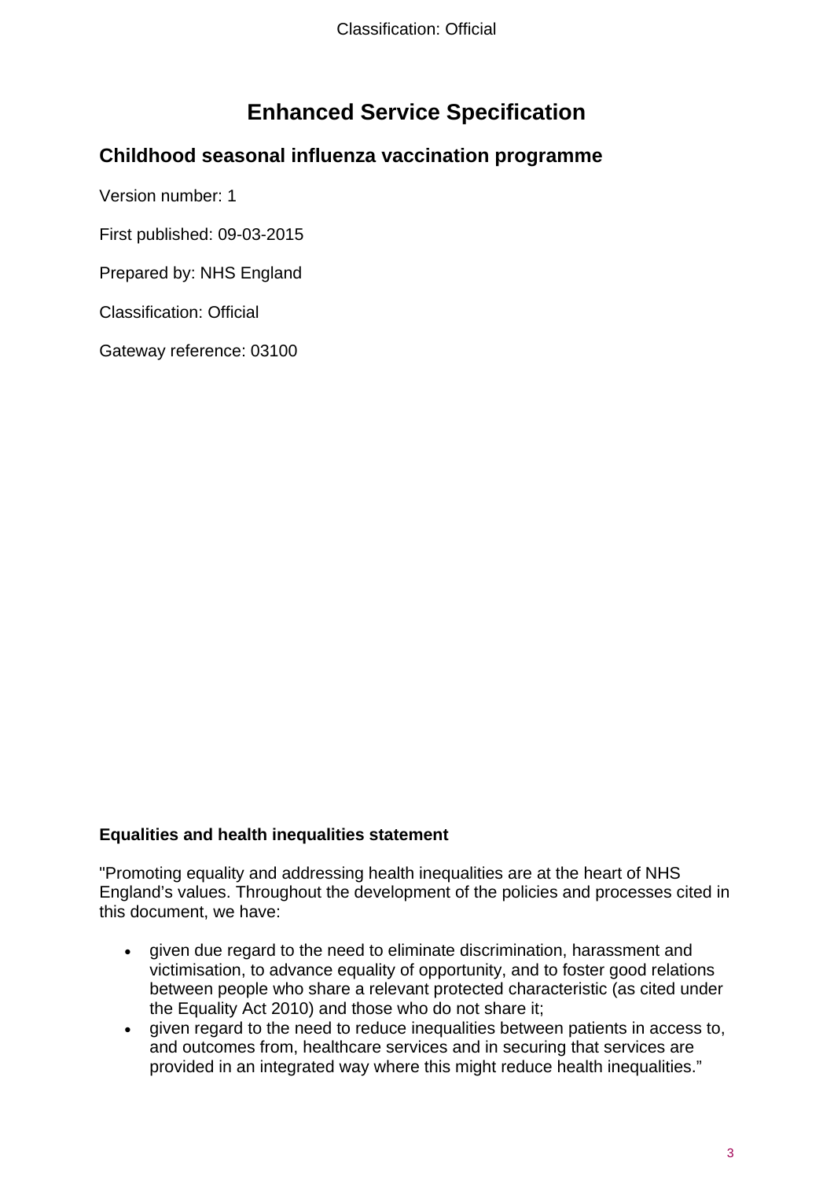# Enhanced Service Specification

## Childhood seasonal influenza vaccination programme

Version number: 1

First published: 09-03-2015

Prepared by: NHS England

Classification: Official

Gateway reference: 03100

**Equalities and health inequalities statement**

"Promoting equality and addressing health inequalities are at the heart of NHS England's values. Throughout the development of the policies and processes cited in this document, we have:

- given due regard to the need to eliminate discrimination, harassment and victimisation, to advance equality of opportunity, and to foster good relations between people who share a relevant protected characteristic (as cited under the Equality Act 2010) and those who do not share it;
- given regard to the need to reduce inequalities between patients in access to, and outcomes from, healthcare services and in securing that services are provided in an integrated way where this might reduce health inequalities."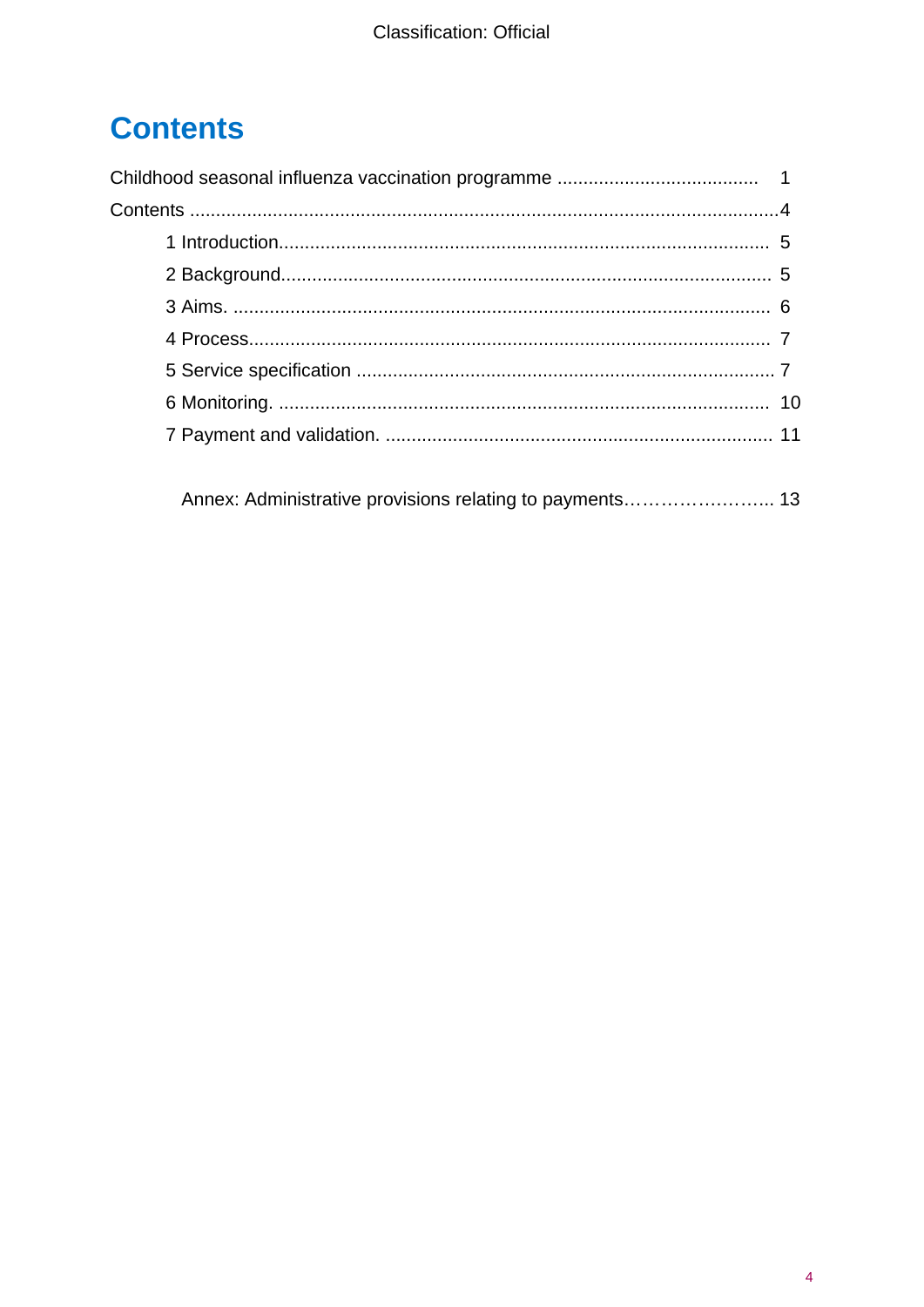# Contents

Childhood seasonal influenza vaccination programme ....................................... 1

Contents ..................................................................................................................4

1 Introduction............................................................................................. 5

2 Background............................................................................................. 5

3 Aims. ...................................................................................................... 6

4 Process.................................................................................................... 7

5 Service specification ................................................................................ 7

6 Monitoring. ............................................................................................. 10

7 Payment and validation. .......................................................................... 11

Annex: Administrative provisions relating to payments…………………….. 13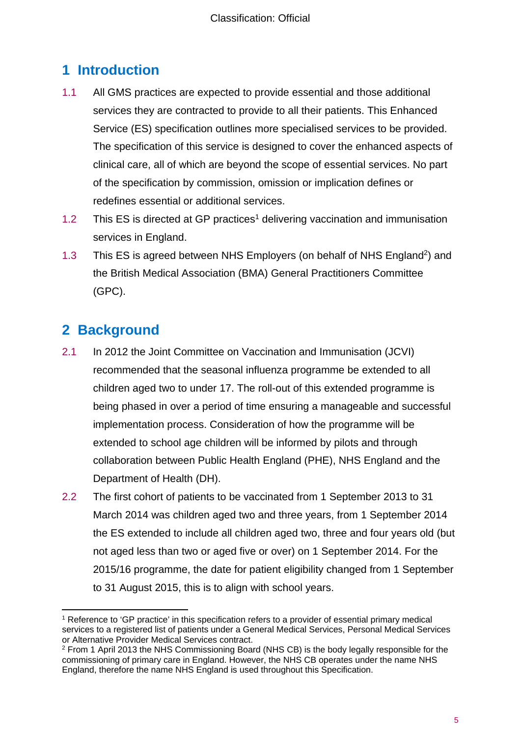## 1 Introduction

1.1 All GMS practices are expected to provide essential and those additional services they are contracted to provide to all their patients. This Enhanced Service (ES) specification outlines more specialised services to be provided. The specification of this service is designed to cover the enhanced aspects of clinical care, all of which are beyond the scope of essential services. No part of the specification by commission, omission or implication defines or redefines essential or additional services.

1.2 This ES is directed at GP practices[1] delivering vaccination and immunisation services in England.

1.3 This ES is agreed between NHS Employers (on behalf of NHS England[2]) and the British Medical Association (BMA) General Practitioners Committee (GPC).

## 2 Background

2.1 In 2012 the Joint Committee on Vaccination and Immunisation (JCVI) recommended that the seasonal influenza programme be extended to all children aged two to under 17. The roll-out of this extended programme is being phased in over a period of time ensuring a manageable and successful implementation process. Consideration of how the programme will be extended to school age children will be informed by pilots and through collaboration between Public Health England (PHE), NHS England and the Department of Health (DH).

2.2 The first cohort of patients to be vaccinated from 1 September 2013 to 31 March 2014 was children aged two and three years, from 1 September 2014 the ES extended to include all children aged two, three and four years old (but not aged less than two or aged five or over) on 1 September 2014. For the 2015/16 programme, the date for patient eligibility changed from 1 September to 31 August 2015, this is to align with school years.

---

[1] Reference to 'GP practice' in this specification refers to a provider of essential primary medical services to a registered list of patients under a General Medical Services, Personal Medical Services or Alternative Provider Medical Services contract.

[2] From 1 April 2013 the NHS Commissioning Board (NHS CB) is the body legally responsible for the commissioning of primary care in England. However, the NHS CB operates under the name NHS England, therefore the name NHS England is used throughout this Specification.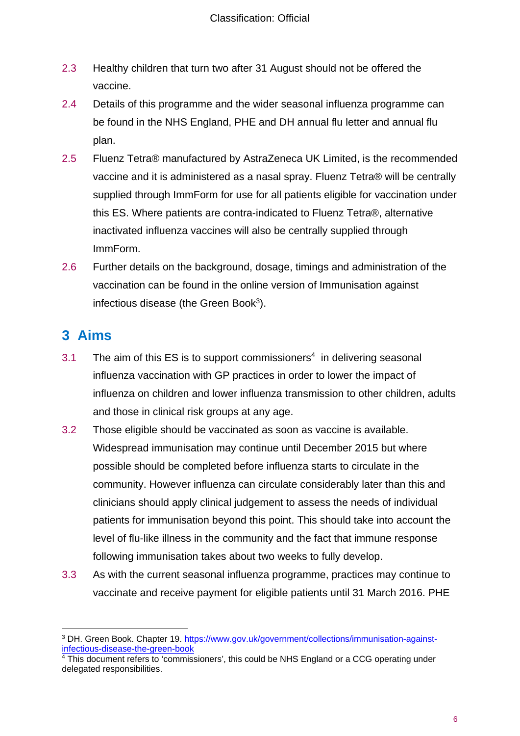2.3 Healthy children that turn two after 31 August should not be offered the vaccine.

2.4 Details of this programme and the wider seasonal influenza programme can be found in the NHS England, PHE and DH annual flu letter and annual flu plan.

2.5 Fluenz Tetra® manufactured by AstraZeneca UK Limited, is the recommended vaccine and it is administered as a nasal spray. Fluenz Tetra® will be centrally supplied through ImmForm for use for all patients eligible for vaccination under this ES. Where patients are contra-indicated to Fluenz Tetra®, alternative inactivated influenza vaccines will also be centrally supplied through ImmForm.

2.6 Further details on the background, dosage, timings and administration of the vaccination can be found in the online version of Immunisation against infectious disease (the Green Book[3]).

## 3 Aims

3.1 The aim of this ES is to support commissioners[4] in delivering seasonal influenza vaccination with GP practices in order to lower the impact of influenza on children and lower influenza transmission to other children, adults and those in clinical risk groups at any age.

3.2 Those eligible should be vaccinated as soon as vaccine is available. Widespread immunisation may continue until December 2015 but where possible should be completed before influenza starts to circulate in the community. However influenza can circulate considerably later than this and clinicians should apply clinical judgement to assess the needs of individual patients for immunisation beyond this point. This should take into account the level of flu-like illness in the community and the fact that immune response following immunisation takes about two weeks to fully develop.

3.3 As with the current seasonal influenza programme, practices may continue to vaccinate and receive payment for eligible patients until 31 March 2016. PHE

---

[3] DH. Green Book. Chapter 19. https://www.gov.uk/government/collections/immunisation-against-infectious-disease-the-green-book

[4] This document refers to 'commissioners', this could be NHS England or a CCG operating under delegated responsibilities.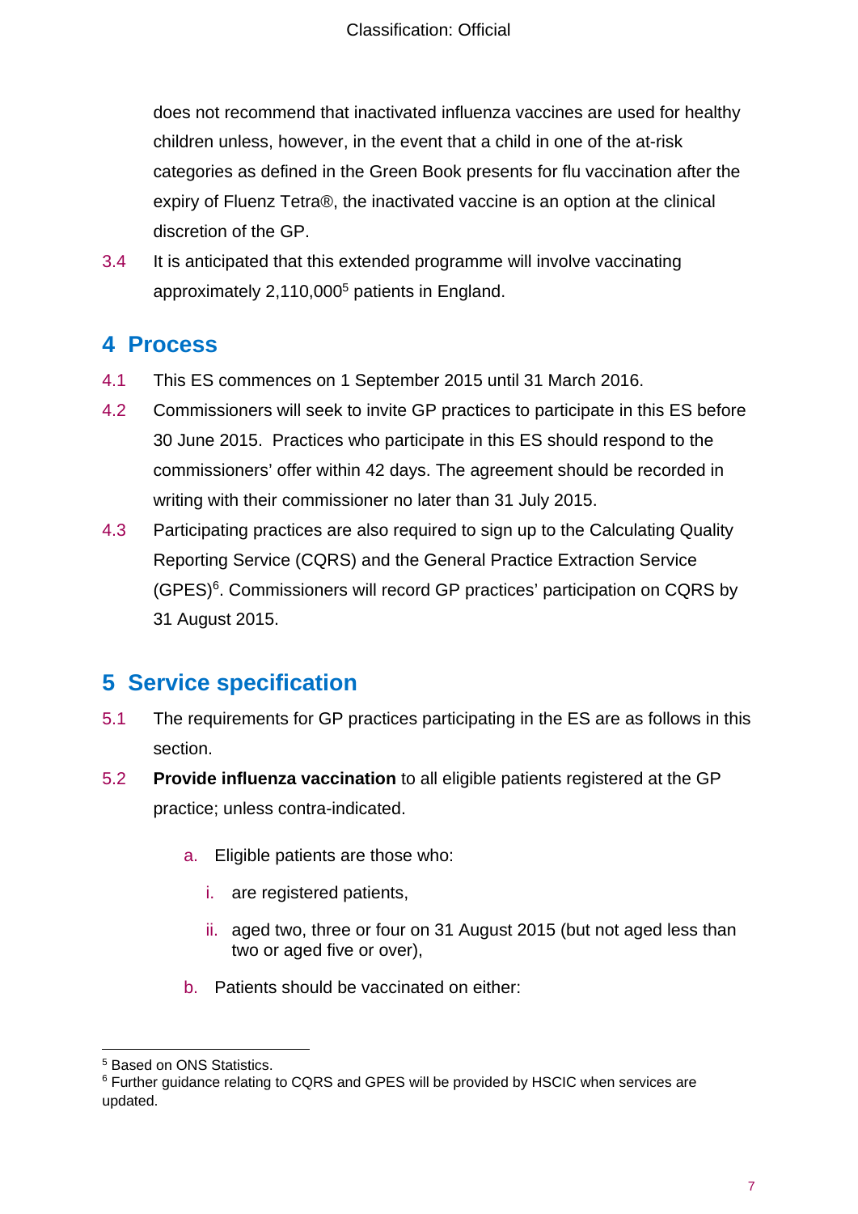does not recommend that inactivated influenza vaccines are used for healthy children unless, however, in the event that a child in one of the at-risk categories as defined in the Green Book presents for flu vaccination after the expiry of Fluenz Tetra®, the inactivated vaccine is an option at the clinical discretion of the GP.

3.4 It is anticipated that this extended programme will involve vaccinating approximately 2,110,000[5] patients in England.

## 4 Process

4.1 This ES commences on 1 September 2015 until 31 March 2016.

4.2 Commissioners will seek to invite GP practices to participate in this ES before 30 June 2015. Practices who participate in this ES should respond to the commissioners' offer within 42 days. The agreement should be recorded in writing with their commissioner no later than 31 July 2015.

4.3 Participating practices are also required to sign up to the Calculating Quality Reporting Service (CQRS) and the General Practice Extraction Service (GPES)[6]. Commissioners will record GP practices' participation on CQRS by 31 August 2015.

## 5 Service specification

5.1 The requirements for GP practices participating in the ES are as follows in this section.

5.2 **Provide influenza vaccination** to all eligible patients registered at the GP practice; unless contra-indicated.

a. Eligible patients are those who:

   i. are registered patients,

   ii. aged two, three or four on 31 August 2015 (but not aged less than two or aged five or over),

b. Patients should be vaccinated on either:

---

[5] Based on ONS Statistics.

[6] Further guidance relating to CQRS and GPES will be provided by HSCIC when services are updated.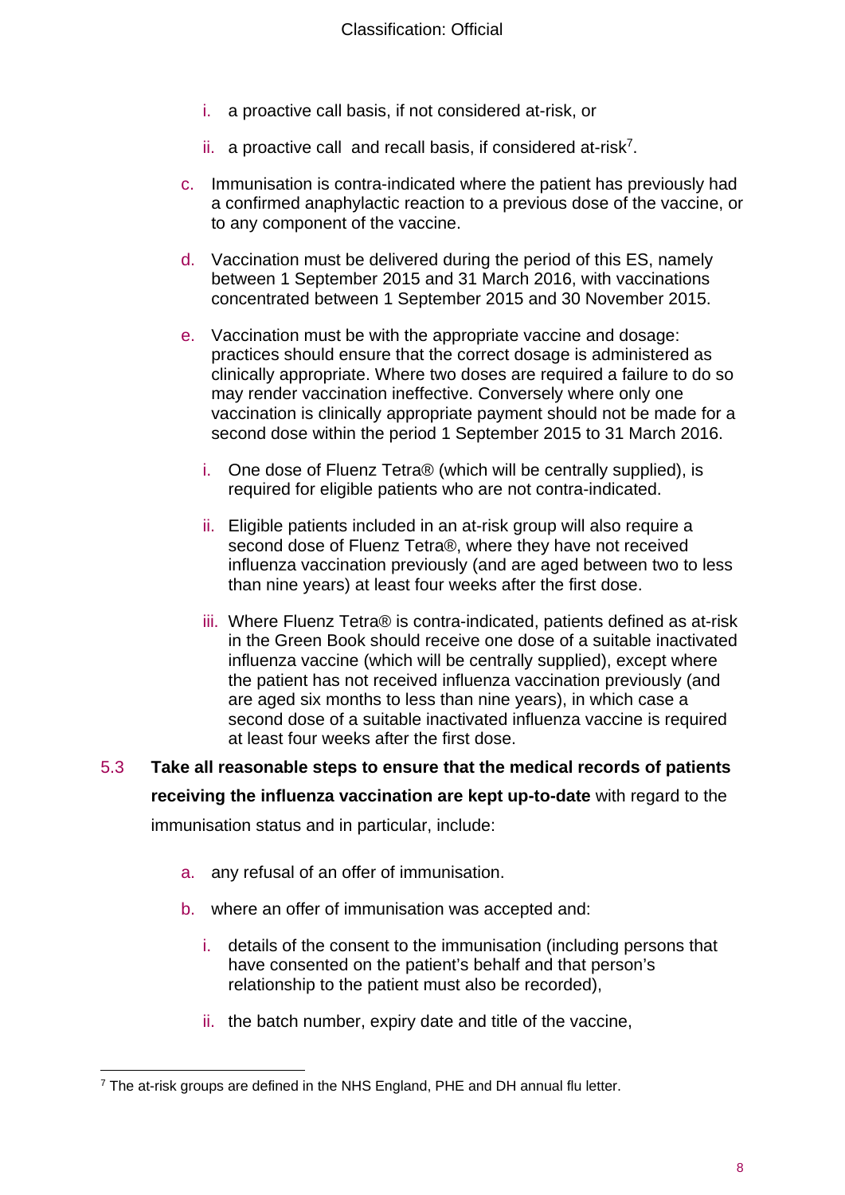i. a proactive call basis, if not considered at-risk, or

ii. a proactive call and recall basis, if considered at-risk[7].

c. Immunisation is contra-indicated where the patient has previously had a confirmed anaphylactic reaction to a previous dose of the vaccine, or to any component of the vaccine.

d. Vaccination must be delivered during the period of this ES, namely between 1 September 2015 and 31 March 2016, with vaccinations concentrated between 1 September 2015 and 30 November 2015.

e. Vaccination must be with the appropriate vaccine and dosage: practices should ensure that the correct dosage is administered as clinically appropriate. Where two doses are required a failure to do so may render vaccination ineffective. Conversely where only one vaccination is clinically appropriate payment should not be made for a second dose within the period 1 September 2015 to 31 March 2016.

   i. One dose of Fluenz Tetra® (which will be centrally supplied), is required for eligible patients who are not contra-indicated.

   ii. Eligible patients included in an at-risk group will also require a second dose of Fluenz Tetra®, where they have not received influenza vaccination previously (and are aged between two to less than nine years) at least four weeks after the first dose.

   iii. Where Fluenz Tetra® is contra-indicated, patients defined as at-risk in the Green Book should receive one dose of a suitable inactivated influenza vaccine (which will be centrally supplied), except where the patient has not received influenza vaccination previously (and are aged six months to less than nine years), in which case a second dose of a suitable inactivated influenza vaccine is required at least four weeks after the first dose.

5.3 **Take all reasonable steps to ensure that the medical records of patients receiving the influenza vaccination are kept up-to-date** with regard to the immunisation status and in particular, include:

a. any refusal of an offer of immunisation.

b. where an offer of immunisation was accepted and:

   i. details of the consent to the immunisation (including persons that have consented on the patient's behalf and that person's relationship to the patient must also be recorded),

   ii. the batch number, expiry date and title of the vaccine,

[7] The at-risk groups are defined in the NHS England, PHE and DH annual flu letter.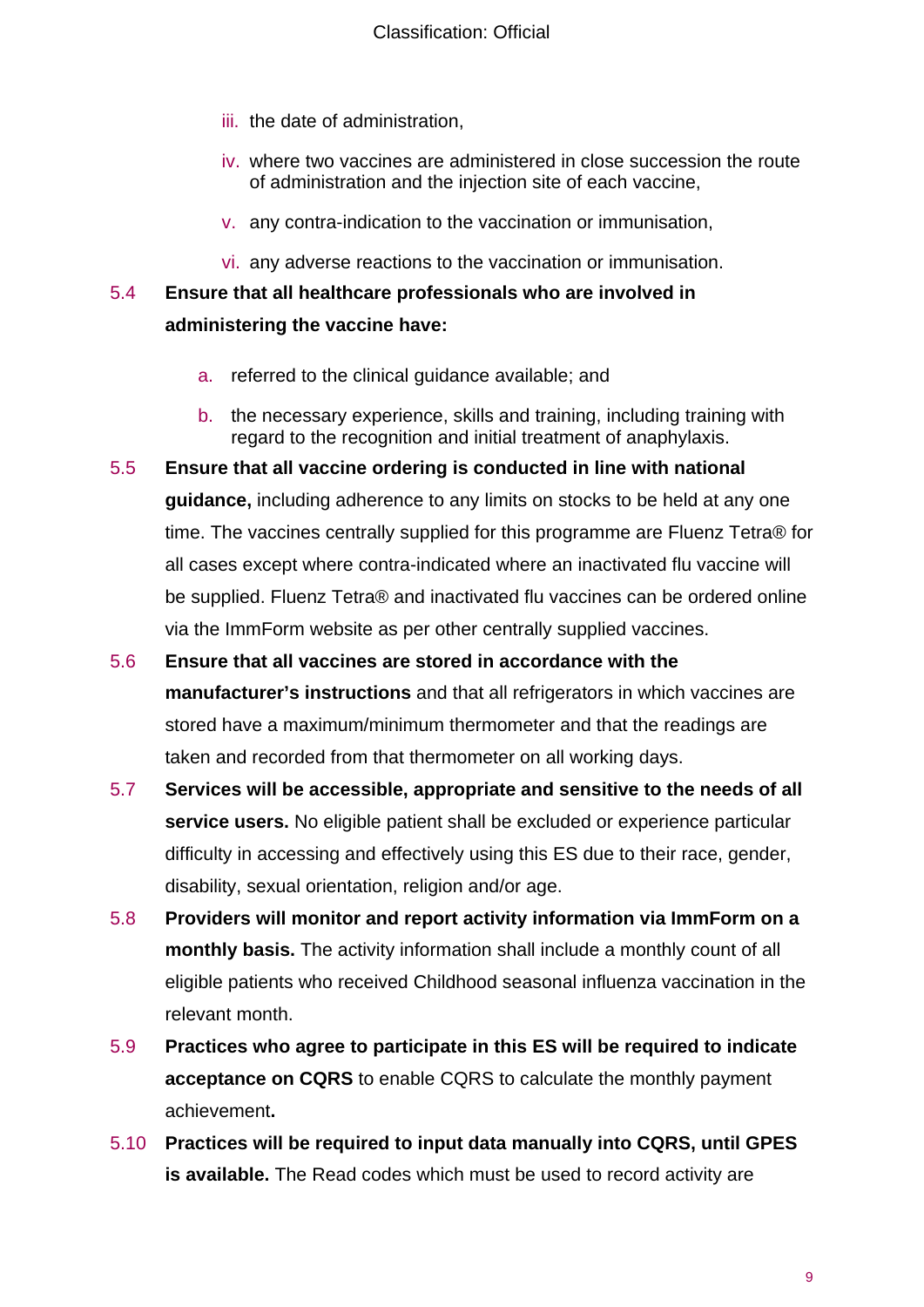iii. the date of administration,

iv. where two vaccines are administered in close succession the route of administration and the injection site of each vaccine,

v. any contra-indication to the vaccination or immunisation,

vi. any adverse reactions to the vaccination or immunisation.

5.4 **Ensure that all healthcare professionals who are involved in administering the vaccine have:**

a. referred to the clinical guidance available; and

b. the necessary experience, skills and training, including training with regard to the recognition and initial treatment of anaphylaxis.

5.5 **Ensure that all vaccine ordering is conducted in line with national guidance,** including adherence to any limits on stocks to be held at any one time. The vaccines centrally supplied for this programme are Fluenz Tetra® for all cases except where contra-indicated where an inactivated flu vaccine will be supplied. Fluenz Tetra® and inactivated flu vaccines can be ordered online via the ImmForm website as per other centrally supplied vaccines.

5.6 **Ensure that all vaccines are stored in accordance with the manufacturer's instructions** and that all refrigerators in which vaccines are stored have a maximum/minimum thermometer and that the readings are taken and recorded from that thermometer on all working days.

5.7 **Services will be accessible, appropriate and sensitive to the needs of all service users.** No eligible patient shall be excluded or experience particular difficulty in accessing and effectively using this ES due to their race, gender, disability, sexual orientation, religion and/or age.

5.8 **Providers will monitor and report activity information via ImmForm on a monthly basis.** The activity information shall include a monthly count of all eligible patients who received Childhood seasonal influenza vaccination in the relevant month.

5.9 **Practices who agree to participate in this ES will be required to indicate acceptance on CQRS** to enable CQRS to calculate the monthly payment achievement**.**

5.10 **Practices will be required to input data manually into CQRS, until GPES is available.** The Read codes which must be used to record activity are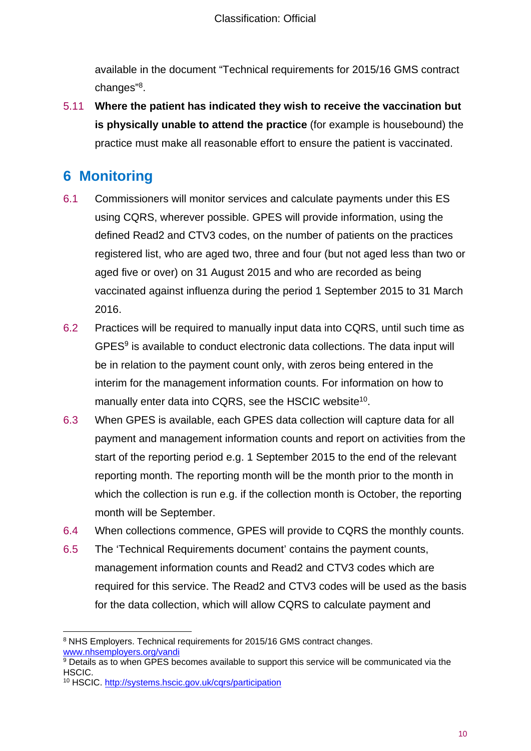available in the document “Technical requirements for 2015/16 GMS contract changes”[8].

5.11 **Where the patient has indicated they wish to receive the vaccination but is physically unable to attend the practice** (for example is housebound) the practice must make all reasonable effort to ensure the patient is vaccinated.

# 6 Monitoring

6.1 Commissioners will monitor services and calculate payments under this ES using CQRS, wherever possible. GPES will provide information, using the defined Read2 and CTV3 codes, on the number of patients on the practices registered list, who are aged two, three and four (but not aged less than two or aged five or over) on 31 August 2015 and who are recorded as being vaccinated against influenza during the period 1 September 2015 to 31 March 2016.

6.2 Practices will be required to manually input data into CQRS, until such time as GPES[9] is available to conduct electronic data collections. The data input will be in relation to the payment count only, with zeros being entered in the interim for the management information counts. For information on how to manually enter data into CQRS, see the HSCIC website[10].

6.3 When GPES is available, each GPES data collection will capture data for all payment and management information counts and report on activities from the start of the reporting period e.g. 1 September 2015 to the end of the relevant reporting month. The reporting month will be the month prior to the month in which the collection is run e.g. if the collection month is October, the reporting month will be September.

6.4 When collections commence, GPES will provide to CQRS the monthly counts.

6.5 The ‘Technical Requirements document’ contains the payment counts, management information counts and Read2 and CTV3 codes which are required for this service. The Read2 and CTV3 codes will be used as the basis for the data collection, which will allow CQRS to calculate payment and

---

[8] NHS Employers. Technical requirements for 2015/16 GMS contract changes. www.nhsemployers.org/vandi

[9] Details as to when GPES becomes available to support this service will be communicated via the HSCIC.

[10] HSCIC. http://systems.hscic.gov.uk/cqrs/participation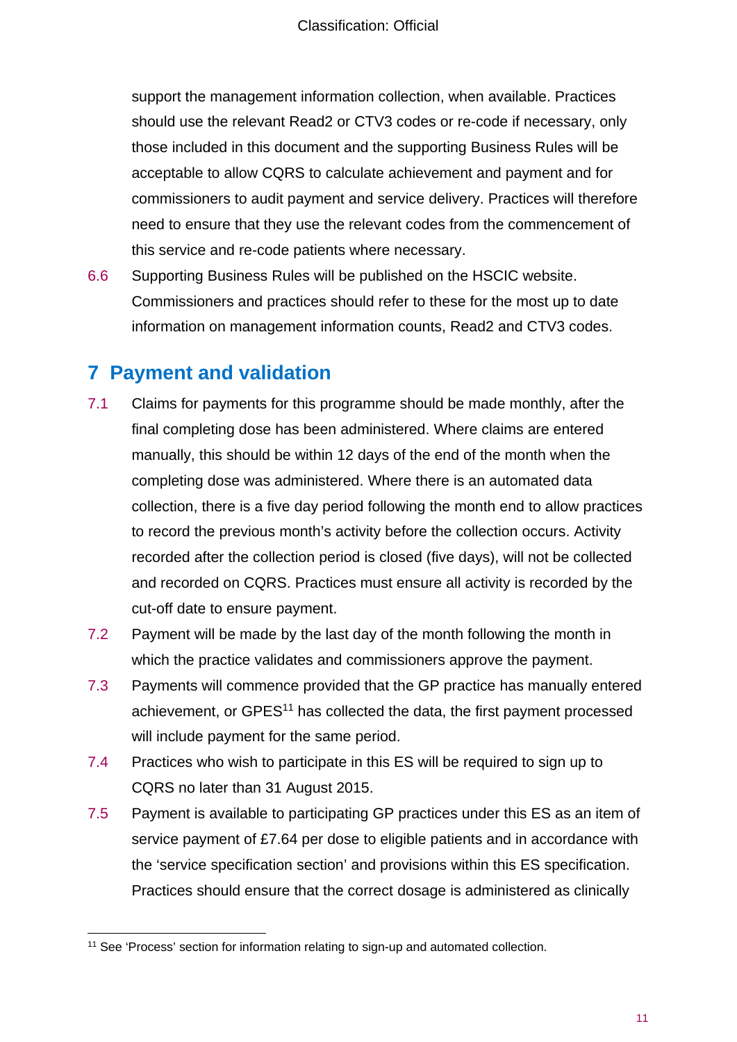support the management information collection, when available. Practices should use the relevant Read2 or CTV3 codes or re-code if necessary, only those included in this document and the supporting Business Rules will be acceptable to allow CQRS to calculate achievement and payment and for commissioners to audit payment and service delivery. Practices will therefore need to ensure that they use the relevant codes from the commencement of this service and re-code patients where necessary.

6.6 Supporting Business Rules will be published on the HSCIC website. Commissioners and practices should refer to these for the most up to date information on management information counts, Read2 and CTV3 codes.

## 7 Payment and validation

7.1 Claims for payments for this programme should be made monthly, after the final completing dose has been administered. Where claims are entered manually, this should be within 12 days of the end of the month when the completing dose was administered. Where there is an automated data collection, there is a five day period following the month end to allow practices to record the previous month's activity before the collection occurs. Activity recorded after the collection period is closed (five days), will not be collected and recorded on CQRS. Practices must ensure all activity is recorded by the cut-off date to ensure payment.

7.2 Payment will be made by the last day of the month following the month in which the practice validates and commissioners approve the payment.

7.3 Payments will commence provided that the GP practice has manually entered achievement, or GPES[11] has collected the data, the first payment processed will include payment for the same period.

7.4 Practices who wish to participate in this ES will be required to sign up to CQRS no later than 31 August 2015.

7.5 Payment is available to participating GP practices under this ES as an item of service payment of £7.64 per dose to eligible patients and in accordance with the 'service specification section' and provisions within this ES specification. Practices should ensure that the correct dosage is administered as clinically

[11] See 'Process' section for information relating to sign-up and automated collection.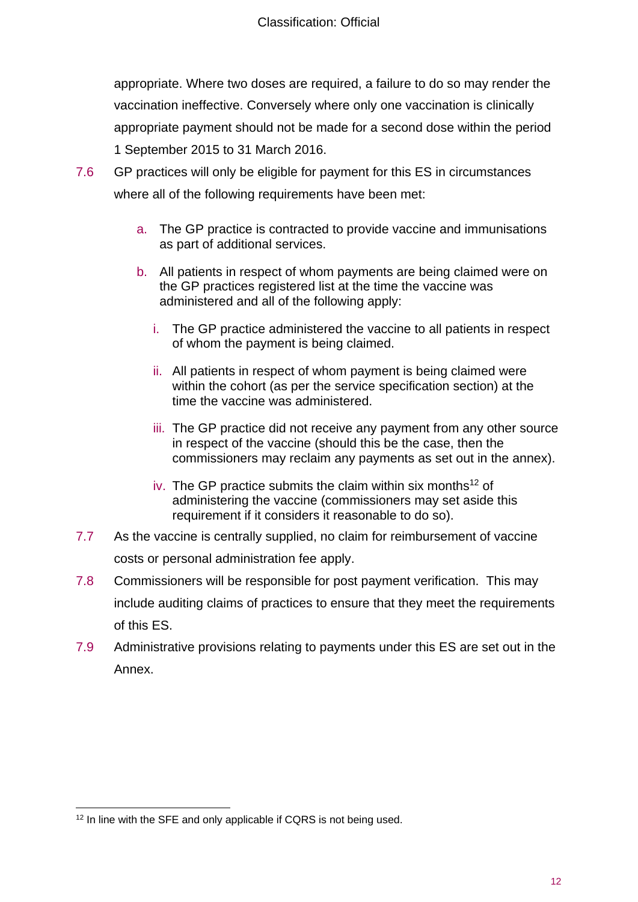appropriate. Where two doses are required, a failure to do so may render the vaccination ineffective. Conversely where only one vaccination is clinically appropriate payment should not be made for a second dose within the period 1 September 2015 to 31 March 2016.

7.6 GP practices will only be eligible for payment for this ES in circumstances where all of the following requirements have been met:

   a. The GP practice is contracted to provide vaccine and immunisations as part of additional services.

   b. All patients in respect of whom payments are being claimed were on the GP practices registered list at the time the vaccine was administered and all of the following apply:

      i. The GP practice administered the vaccine to all patients in respect of whom the payment is being claimed.

      ii. All patients in respect of whom payment is being claimed were within the cohort (as per the service specification section) at the time the vaccine was administered.

      iii. The GP practice did not receive any payment from any other source in respect of the vaccine (should this be the case, then the commissioners may reclaim any payments as set out in the annex).

      iv. The GP practice submits the claim within six months[12] of administering the vaccine (commissioners may set aside this requirement if it considers it reasonable to do so).

7.7 As the vaccine is centrally supplied, no claim for reimbursement of vaccine costs or personal administration fee apply.

7.8 Commissioners will be responsible for post payment verification. This may include auditing claims of practices to ensure that they meet the requirements of this ES.

7.9 Administrative provisions relating to payments under this ES are set out in the Annex.

[12] In line with the SFE and only applicable if CQRS is not being used.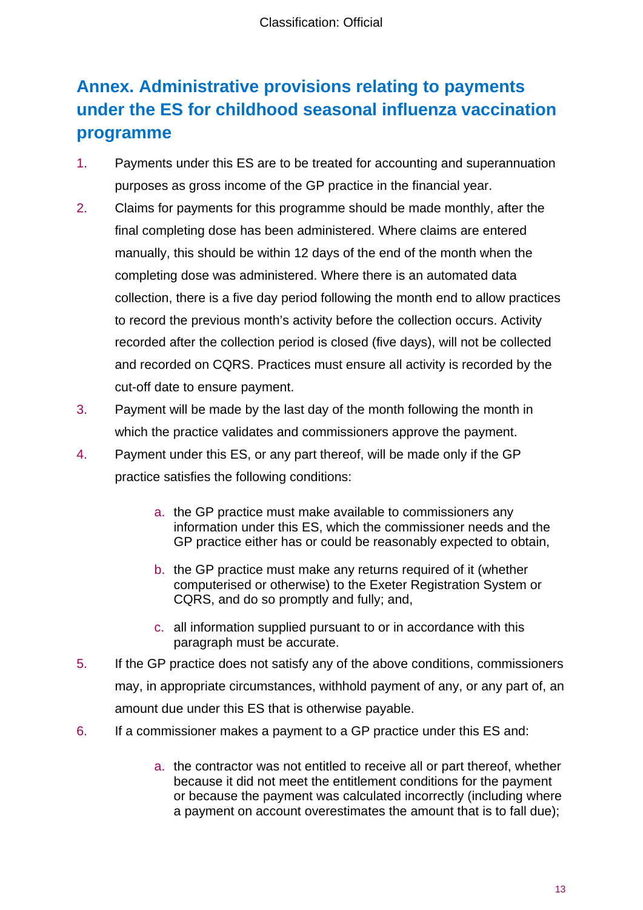## Annex. Administrative provisions relating to payments under the ES for childhood seasonal influenza vaccination programme

1. Payments under this ES are to be treated for accounting and superannuation purposes as gross income of the GP practice in the financial year.
2. Claims for payments for this programme should be made monthly, after the final completing dose has been administered. Where claims are entered manually, this should be within 12 days of the end of the month when the completing dose was administered. Where there is an automated data collection, there is a five day period following the month end to allow practices to record the previous month's activity before the collection occurs. Activity recorded after the collection period is closed (five days), will not be collected and recorded on CQRS. Practices must ensure all activity is recorded by the cut-off date to ensure payment.
3. Payment will be made by the last day of the month following the month in which the practice validates and commissioners approve the payment.
4. Payment under this ES, or any part thereof, will be made only if the GP practice satisfies the following conditions:
   a. the GP practice must make available to commissioners any information under this ES, which the commissioner needs and the GP practice either has or could be reasonably expected to obtain,
   b. the GP practice must make any returns required of it (whether computerised or otherwise) to the Exeter Registration System or CQRS, and do so promptly and fully; and,
   c. all information supplied pursuant to or in accordance with this paragraph must be accurate.
5. If the GP practice does not satisfy any of the above conditions, commissioners may, in appropriate circumstances, withhold payment of any, or any part of, an amount due under this ES that is otherwise payable.
6. If a commissioner makes a payment to a GP practice under this ES and:
   a. the contractor was not entitled to receive all or part thereof, whether because it did not meet the entitlement conditions for the payment or because the payment was calculated incorrectly (including where a payment on account overestimates the amount that is to fall due);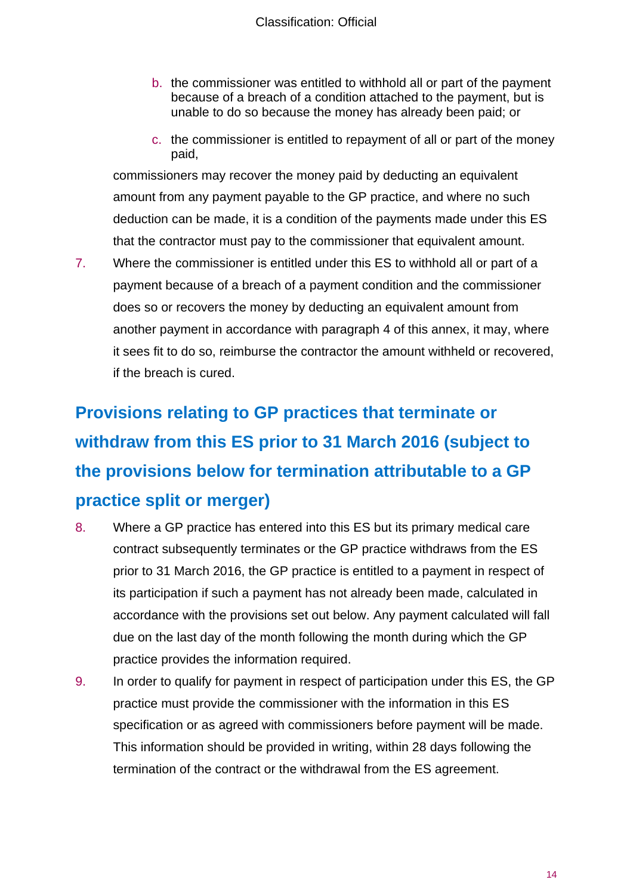b. the commissioner was entitled to withhold all or part of the payment because of a breach of a condition attached to the payment, but is unable to do so because the money has already been paid; or

c. the commissioner is entitled to repayment of all or part of the money paid,

commissioners may recover the money paid by deducting an equivalent amount from any payment payable to the GP practice, and where no such deduction can be made, it is a condition of the payments made under this ES that the contractor must pay to the commissioner that equivalent amount.

7. Where the commissioner is entitled under this ES to withhold all or part of a payment because of a breach of a payment condition and the commissioner does so or recovers the money by deducting an equivalent amount from another payment in accordance with paragraph 4 of this annex, it may, where it sees fit to do so, reimburse the contractor the amount withheld or recovered, if the breach is cured.

## Provisions relating to GP practices that terminate or withdraw from this ES prior to 31 March 2016 (subject to the provisions below for termination attributable to a GP practice split or merger)

8. Where a GP practice has entered into this ES but its primary medical care contract subsequently terminates or the GP practice withdraws from the ES prior to 31 March 2016, the GP practice is entitled to a payment in respect of its participation if such a payment has not already been made, calculated in accordance with the provisions set out below. Any payment calculated will fall due on the last day of the month following the month during which the GP practice provides the information required.

9. In order to qualify for payment in respect of participation under this ES, the GP practice must provide the commissioner with the information in this ES specification or as agreed with commissioners before payment will be made. This information should be provided in writing, within 28 days following the termination of the contract or the withdrawal from the ES agreement.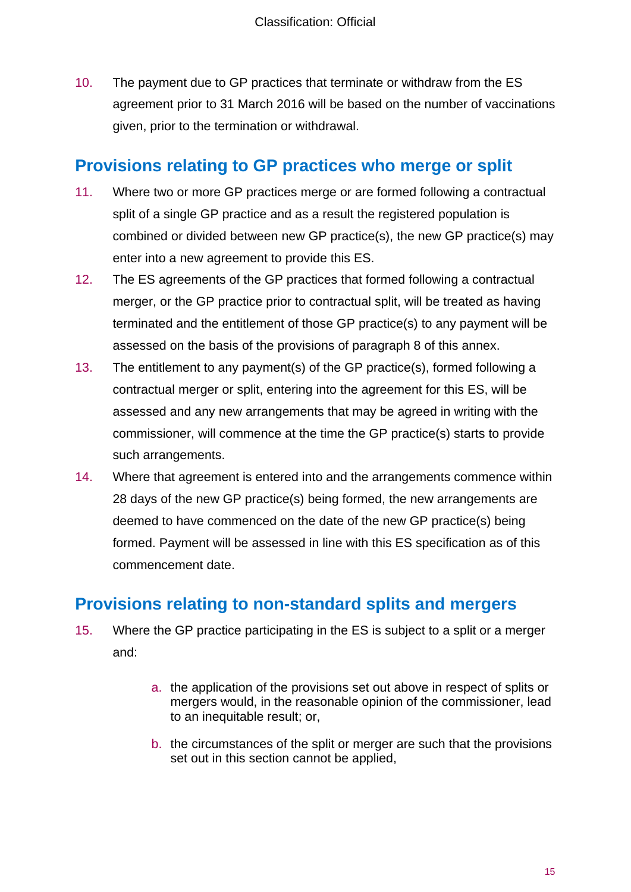10. The payment due to GP practices that terminate or withdraw from the ES agreement prior to 31 March 2016 will be based on the number of vaccinations given, prior to the termination or withdrawal.

## Provisions relating to GP practices who merge or split

11. Where two or more GP practices merge or are formed following a contractual split of a single GP practice and as a result the registered population is combined or divided between new GP practice(s), the new GP practice(s) may enter into a new agreement to provide this ES.
12. The ES agreements of the GP practices that formed following a contractual merger, or the GP practice prior to contractual split, will be treated as having terminated and the entitlement of those GP practice(s) to any payment will be assessed on the basis of the provisions of paragraph 8 of this annex.
13. The entitlement to any payment(s) of the GP practice(s), formed following a contractual merger or split, entering into the agreement for this ES, will be assessed and any new arrangements that may be agreed in writing with the commissioner, will commence at the time the GP practice(s) starts to provide such arrangements.
14. Where that agreement is entered into and the arrangements commence within 28 days of the new GP practice(s) being formed, the new arrangements are deemed to have commenced on the date of the new GP practice(s) being formed. Payment will be assessed in line with this ES specification as of this commencement date.

## Provisions relating to non-standard splits and mergers

15. Where the GP practice participating in the ES is subject to a split or a merger and:

    a. the application of the provisions set out above in respect of splits or mergers would, in the reasonable opinion of the commissioner, lead to an inequitable result; or,

    b. the circumstances of the split or merger are such that the provisions set out in this section cannot be applied,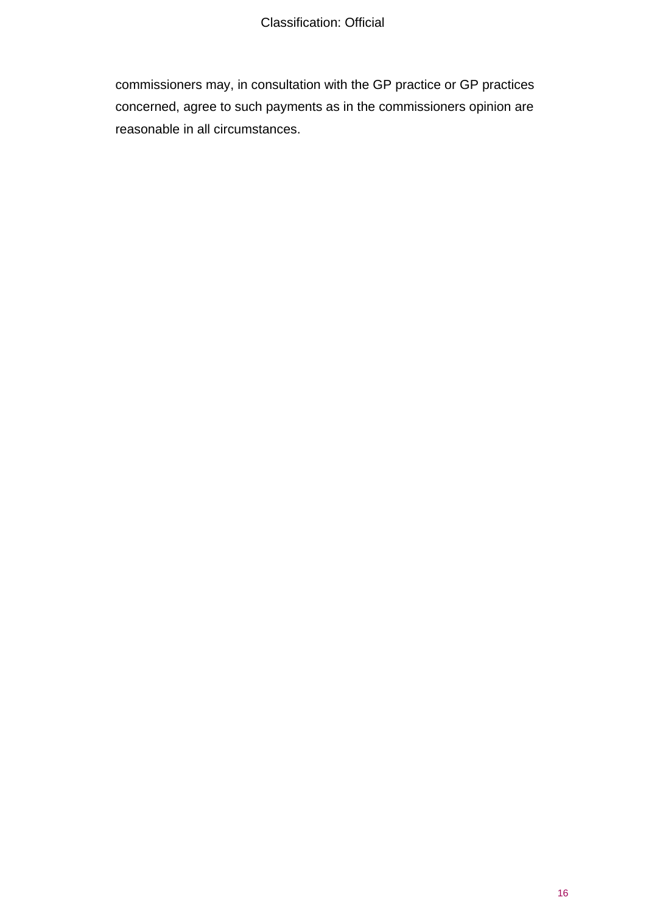commissioners may, in consultation with the GP practice or GP practices concerned, agree to such payments as in the commissioners opinion are reasonable in all circumstances.